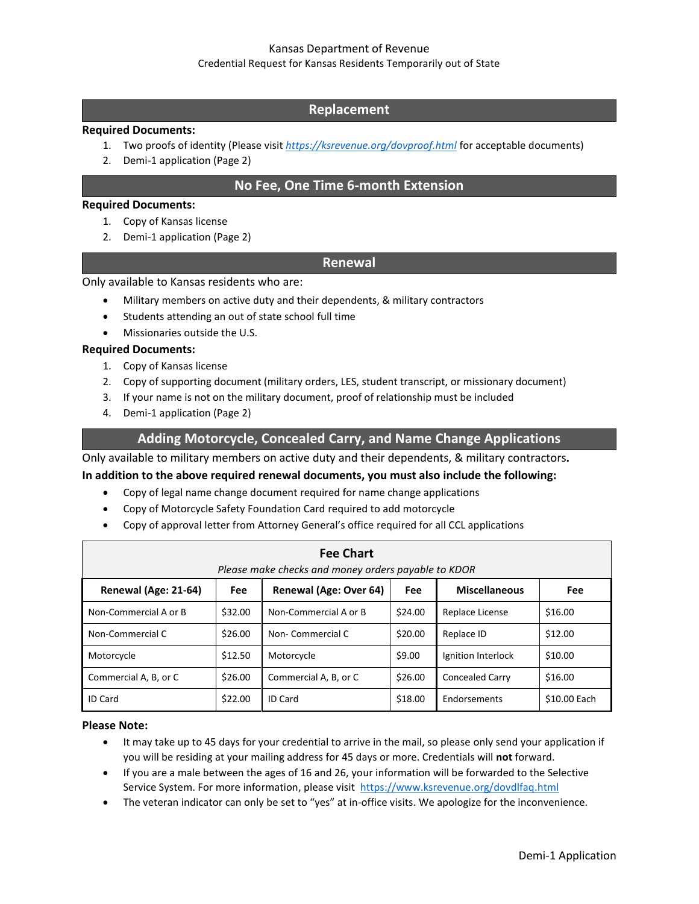Kansas Department of Revenue

Credential Request for Kansas Residents Temporarily out of State

## Replacement

**Required Documents:**

1. Two proofs of identity (Please visit *https://ksrevenue.org/dovproof.html* for acceptable documents)
2. Demi-1 application (Page 2)

## No Fee, One Time 6-month Extension

**Required Documents:**

1. Copy of Kansas license
2. Demi-1 application (Page 2)

## Renewal

Only available to Kansas residents who are:

- Military members on active duty and their dependents, & military contractors
- Students attending an out of state school full time
- Missionaries outside the U.S.

**Required Documents:**

1. Copy of Kansas license
2. Copy of supporting document (military orders, LES, student transcript, or missionary document)
3. If your name is not on the military document, proof of relationship must be included
4. Demi-1 application (Page 2)

## Adding Motorcycle, Concealed Carry, and Name Change Applications

Only available to military members on active duty and their dependents, & military contractors**.**

**In addition to the above required renewal documents, you must also include the following:**

- Copy of legal name change document required for name change applications
- Copy of Motorcycle Safety Foundation Card required to add motorcycle
- Copy of approval letter from Attorney General's office required for all CCL applications

**Fee Chart**

*Please make checks and money orders payable to KDOR*

| Renewal (Age: 21-64) | Fee | Renewal (Age: Over 64) | Fee | Miscellaneous | Fee |
|---|---|---|---|---|---|
| Non-Commercial A or B | $32.00 | Non-Commercial A or B | $24.00 | Replace License | $16.00 |
| Non-Commercial C | $26.00 | Non- Commercial C | $20.00 | Replace ID | $12.00 |
| Motorcycle | $12.50 | Motorcycle | $9.00 | Ignition Interlock | $10.00 |
| Commercial A, B, or C | $26.00 | Commercial A, B, or C | $26.00 | Concealed Carry | $16.00 |
| ID Card | $22.00 | ID Card | $18.00 | Endorsements | $10.00 Each |

**Please Note:**

- It may take up to 45 days for your credential to arrive in the mail, so please only send your application if you will be residing at your mailing address for 45 days or more. Credentials will **not** forward.
- If you are a male between the ages of 16 and 26, your information will be forwarded to the Selective Service System. For more information, please visit https://www.ksrevenue.org/dovdlfaq.html
- The veteran indicator can only be set to "yes" at in-office visits. We apologize for the inconvenience.

Demi-1 Application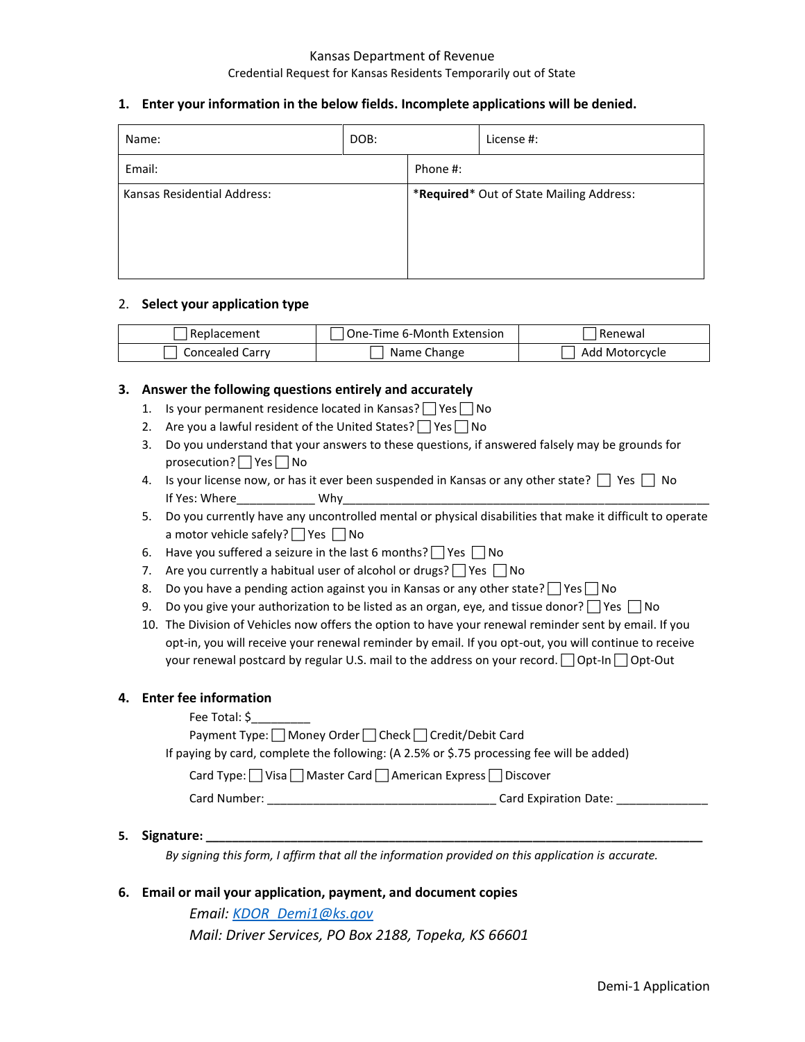Kansas Department of Revenue

Credential Request for Kansas Residents Temporarily out of State

**1. Enter your information in the below fields. Incomplete applications will be denied.**

| | | |
|---|---|---|
| Name: | DOB: | License #: |
| Email: | Phone #: | |
| Kansas Residential Address: | \***Required**\* Out of State Mailing Address: | |

**2. Select your application type**

| | | |
|---|---|---|
| ☐ Replacement | ☐ One-Time 6-Month Extension | ☐ Renewal |
| ☐ Concealed Carry | ☐ Name Change | ☐ Add Motorcycle |

**3. Answer the following questions entirely and accurately**

1. Is your permanent residence located in Kansas? ☐ Yes ☐ No
2. Are you a lawful resident of the United States? ☐ Yes ☐ No
3. Do you understand that your answers to these questions, if answered falsely may be grounds for prosecution? ☐ Yes ☐ No
4. Is your license now, or has it ever been suspended in Kansas or any other state? ☐ Yes ☐ No
   If Yes: Where____________ Why______________________________________________________
5. Do you currently have any uncontrolled mental or physical disabilities that make it difficult to operate a motor vehicle safely? ☐ Yes ☐ No
6. Have you suffered a seizure in the last 6 months? ☐ Yes ☐ No
7. Are you currently a habitual user of alcohol or drugs? ☐ Yes ☐ No
8. Do you have a pending action against you in Kansas or any other state? ☐ Yes ☐ No
9. Do you give your authorization to be listed as an organ, eye, and tissue donor? ☐ Yes ☐ No
10. The Division of Vehicles now offers the option to have your renewal reminder sent by email. If you opt-in, you will receive your renewal reminder by email. If you opt-out, you will continue to receive your renewal postcard by regular U.S. mail to the address on your record. ☐ Opt-In ☐ Opt-Out

**4. Enter fee information**

Fee Total: $_________

Payment Type: ☐ Money Order ☐ Check ☐ Credit/Debit Card

If paying by card, complete the following: (A 2.5% or $.75 processing fee will be added)

Card Type: ☐ Visa ☐ Master Card ☐ American Express ☐ Discover

Card Number: __________________________________ Card Expiration Date: ______________

**5. Signature: ___________________________________________________________________________**

*By signing this form, I affirm that all the information provided on this application is accurate.*

**6. Email or mail your application, payment, and document copies**

*Email: KDOR_Demi1@ks.gov*

*Mail: Driver Services, PO Box 2188, Topeka, KS 66601*

Demi-1 Application